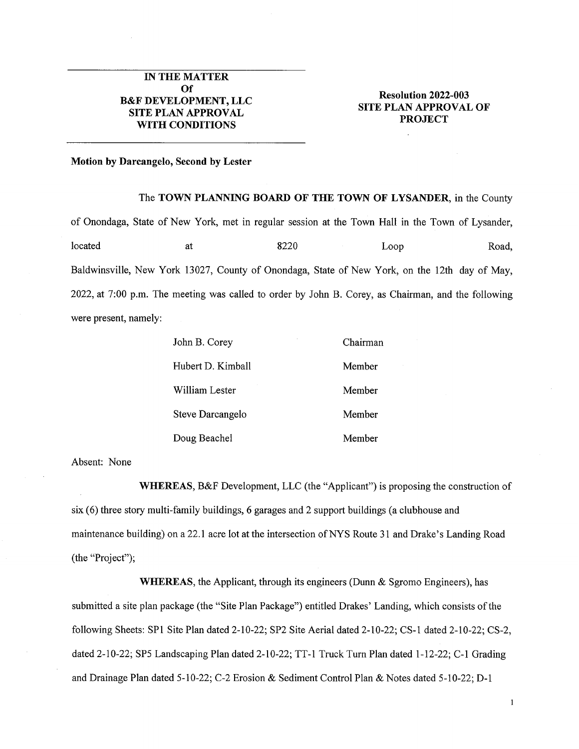**IN THE MATTER**
**Of**
**B&F DEVELOPMENT, LLC**
**SITE PLAN APPROVAL**
**WITH CONDITIONS**

**Resolution 2022-003**
**SITE PLAN APPROVAL OF PROJECT**

**Motion by Darcangelo, Second by Lester**

The **TOWN PLANNING BOARD OF THE TOWN OF LYSANDER**, in the County of Onondaga, State of New York, met in regular session at the Town Hall in the Town of Lysander, located at 8220 Loop Road, Baldwinsville, New York 13027, County of Onondaga, State of New York, on the 12th day of May, 2022, at 7:00 p.m. The meeting was called to order by John B. Corey, as Chairman, and the following were present, namely:

| | |
|---|---|
| John B. Corey | Chairman |
| Hubert D. Kimball | Member |
| William Lester | Member |
| Steve Darcangelo | Member |
| Doug Beachel | Member |

Absent: None

**WHEREAS**, B&F Development, LLC (the "Applicant") is proposing the construction of six (6) three story multi-family buildings, 6 garages and 2 support buildings (a clubhouse and maintenance building) on a 22.1 acre lot at the intersection of NYS Route 31 and Drake's Landing Road (the "Project");

**WHEREAS**, the Applicant, through its engineers (Dunn & Sgromo Engineers), has submitted a site plan package (the "Site Plan Package") entitled Drakes' Landing, which consists of the following Sheets: SP1 Site Plan dated 2-10-22; SP2 Site Aerial dated 2-10-22; CS-1 dated 2-10-22; CS-2, dated 2-10-22; SP5 Landscaping Plan dated 2-10-22; TT-1 Truck Turn Plan dated 1-12-22; C-1 Grading and Drainage Plan dated 5-10-22; C-2 Erosion & Sediment Control Plan & Notes dated 5-10-22; D-1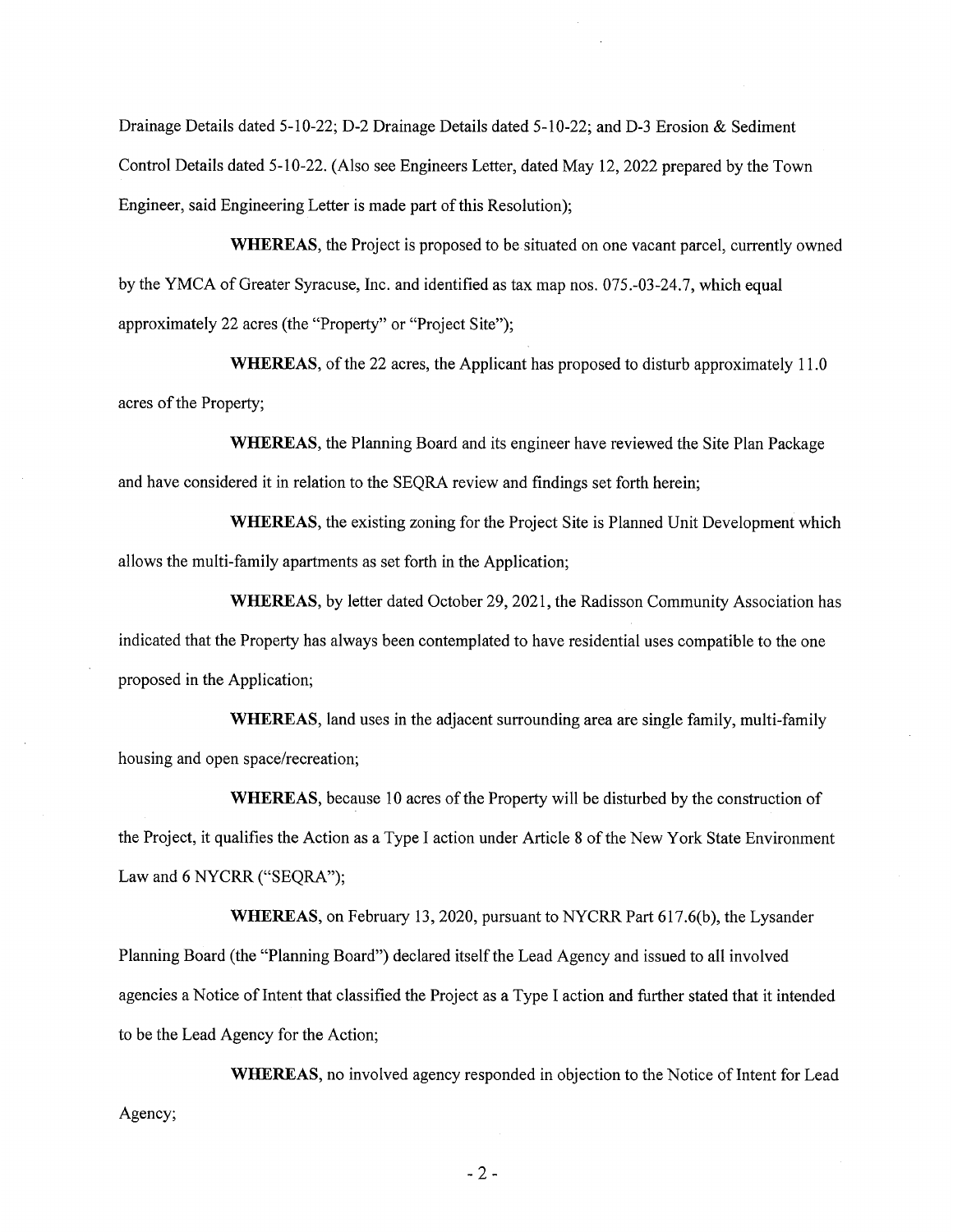Drainage Details dated 5-10-22; D-2 Drainage Details dated 5-10-22; and D-3 Erosion & Sediment Control Details dated 5-10-22. (Also see Engineers Letter, dated May 12, 2022 prepared by the Town Engineer, said Engineering Letter is made part of this Resolution);

**WHEREAS**, the Project is proposed to be situated on one vacant parcel, currently owned by the YMCA of Greater Syracuse, Inc. and identified as tax map nos. 075.-03-24.7, which equal approximately 22 acres (the "Property" or "Project Site");

**WHEREAS**, of the 22 acres, the Applicant has proposed to disturb approximately 11.0 acres of the Property;

**WHEREAS**, the Planning Board and its engineer have reviewed the Site Plan Package and have considered it in relation to the SEQRA review and findings set forth herein;

**WHEREAS**, the existing zoning for the Project Site is Planned Unit Development which allows the multi-family apartments as set forth in the Application;

**WHEREAS**, by letter dated October 29, 2021, the Radisson Community Association has indicated that the Property has always been contemplated to have residential uses compatible to the one proposed in the Application;

**WHEREAS**, land uses in the adjacent surrounding area are single family, multi-family housing and open space/recreation;

**WHEREAS**, because 10 acres of the Property will be disturbed by the construction of the Project, it qualifies the Action as a Type I action under Article 8 of the New York State Environment Law and 6 NYCRR ("SEQRA");

**WHEREAS**, on February 13, 2020, pursuant to NYCRR Part 617.6(b), the Lysander Planning Board (the "Planning Board") declared itself the Lead Agency and issued to all involved agencies a Notice of Intent that classified the Project as a Type I action and further stated that it intended to be the Lead Agency for the Action;

**WHEREAS**, no involved agency responded in objection to the Notice of Intent for Lead Agency;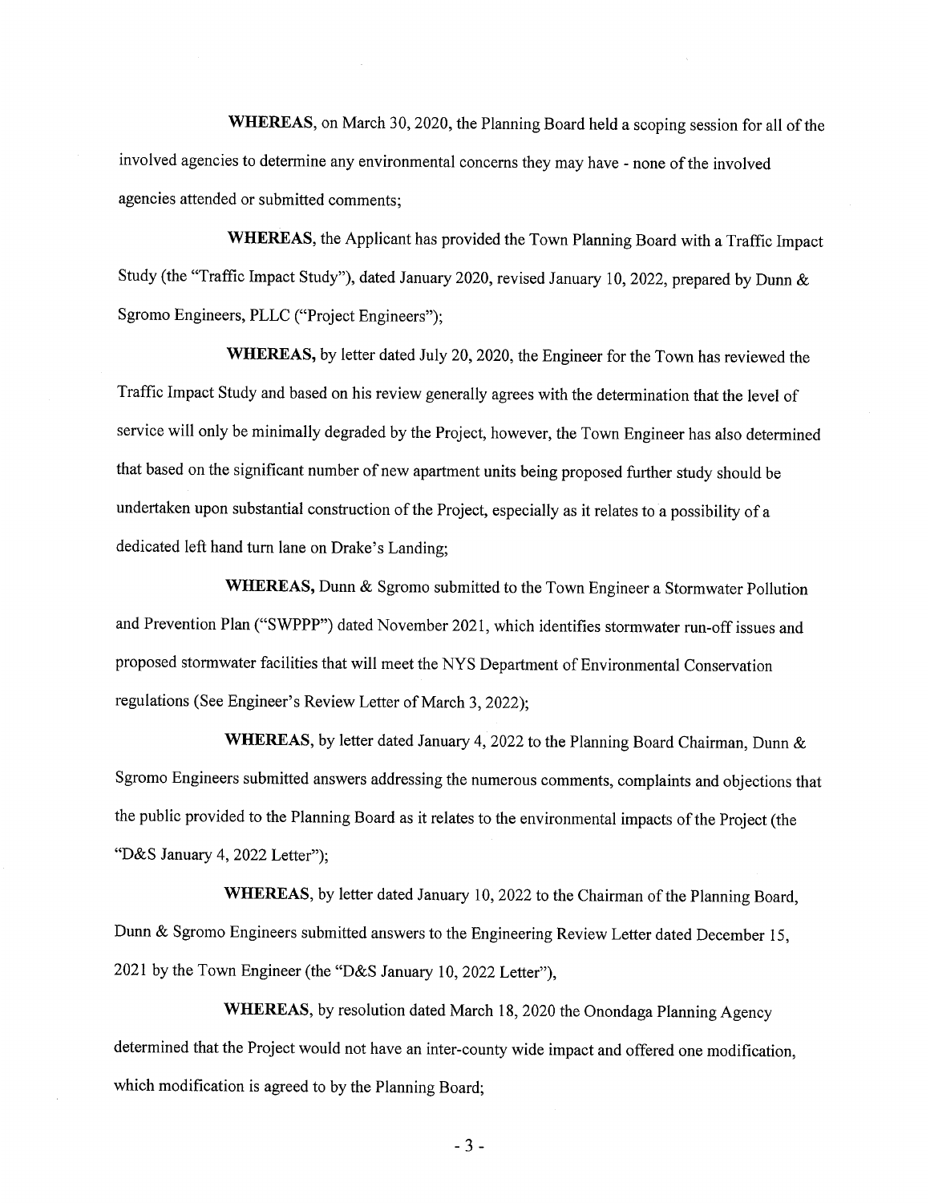**WHEREAS**, on March 30, 2020, the Planning Board held a scoping session for all of the involved agencies to determine any environmental concerns they may have - none of the involved agencies attended or submitted comments;

**WHEREAS**, the Applicant has provided the Town Planning Board with a Traffic Impact Study (the "Traffic Impact Study"), dated January 2020, revised January 10, 2022, prepared by Dunn & Sgromo Engineers, PLLC ("Project Engineers");

**WHEREAS,** by letter dated July 20, 2020, the Engineer for the Town has reviewed the Traffic Impact Study and based on his review generally agrees with the determination that the level of service will only be minimally degraded by the Project, however, the Town Engineer has also determined that based on the significant number of new apartment units being proposed further study should be undertaken upon substantial construction of the Project, especially as it relates to a possibility of a dedicated left hand turn lane on Drake's Landing;

**WHEREAS,** Dunn & Sgromo submitted to the Town Engineer a Stormwater Pollution and Prevention Plan ("SWPPP") dated November 2021, which identifies stormwater run-off issues and proposed stormwater facilities that will meet the NYS Department of Environmental Conservation regulations (See Engineer's Review Letter of March 3, 2022);

**WHEREAS,** by letter dated January 4, 2022 to the Planning Board Chairman, Dunn & Sgromo Engineers submitted answers addressing the numerous comments, complaints and objections that the public provided to the Planning Board as it relates to the environmental impacts of the Project (the "D&S January 4, 2022 Letter");

**WHEREAS,** by letter dated January 10, 2022 to the Chairman of the Planning Board, Dunn & Sgromo Engineers submitted answers to the Engineering Review Letter dated December 15, 2021 by the Town Engineer (the "D&S January 10, 2022 Letter"),

**WHEREAS,** by resolution dated March 18, 2020 the Onondaga Planning Agency determined that the Project would not have an inter-county wide impact and offered one modification, which modification is agreed to by the Planning Board;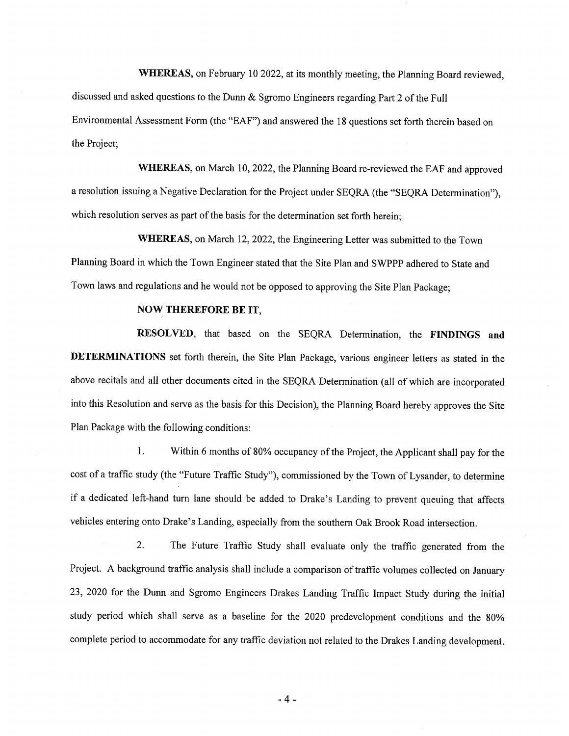**WHEREAS**, on February 10 2022, at its monthly meeting, the Planning Board reviewed, discussed and asked questions to the Dunn & Sgromo Engineers regarding Part 2 of the Full Environmental Assessment Form (the "EAF") and answered the 18 questions set forth therein based on the Project;

**WHEREAS**, on March 10, 2022, the Planning Board re-reviewed the EAF and approved a resolution issuing a Negative Declaration for the Project under SEQRA (the "SEQRA Determination"), which resolution serves as part of the basis for the determination set forth herein;

**WHEREAS**, on March 12, 2022, the Engineering Letter was submitted to the Town Planning Board in which the Town Engineer stated that the Site Plan and SWPPP adhered to State and Town laws and regulations and he would not be opposed to approving the Site Plan Package;

**NOW THEREFORE BE IT**,

**RESOLVED**, that based on the SEQRA Determination, the **FINDINGS and DETERMINATIONS** set forth therein, the Site Plan Package, various engineer letters as stated in the above recitals and all other documents cited in the SEQRA Determination (all of which are incorporated into this Resolution and serve as the basis for this Decision), the Planning Board hereby approves the Site Plan Package with the following conditions:

1. Within 6 months of 80% occupancy of the Project, the Applicant shall pay for the cost of a traffic study (the "Future Traffic Study"), commissioned by the Town of Lysander, to determine if a dedicated left-hand turn lane should be added to Drake's Landing to prevent queuing that affects vehicles entering onto Drake's Landing, especially from the southern Oak Brook Road intersection.

2. The Future Traffic Study shall evaluate only the traffic generated from the Project. A background traffic analysis shall include a comparison of traffic volumes collected on January 23, 2020 for the Dunn and Sgromo Engineers Drakes Landing Traffic Impact Study during the initial study period which shall serve as a baseline for the 2020 predevelopment conditions and the 80% complete period to accommodate for any traffic deviation not related to the Drakes Landing development.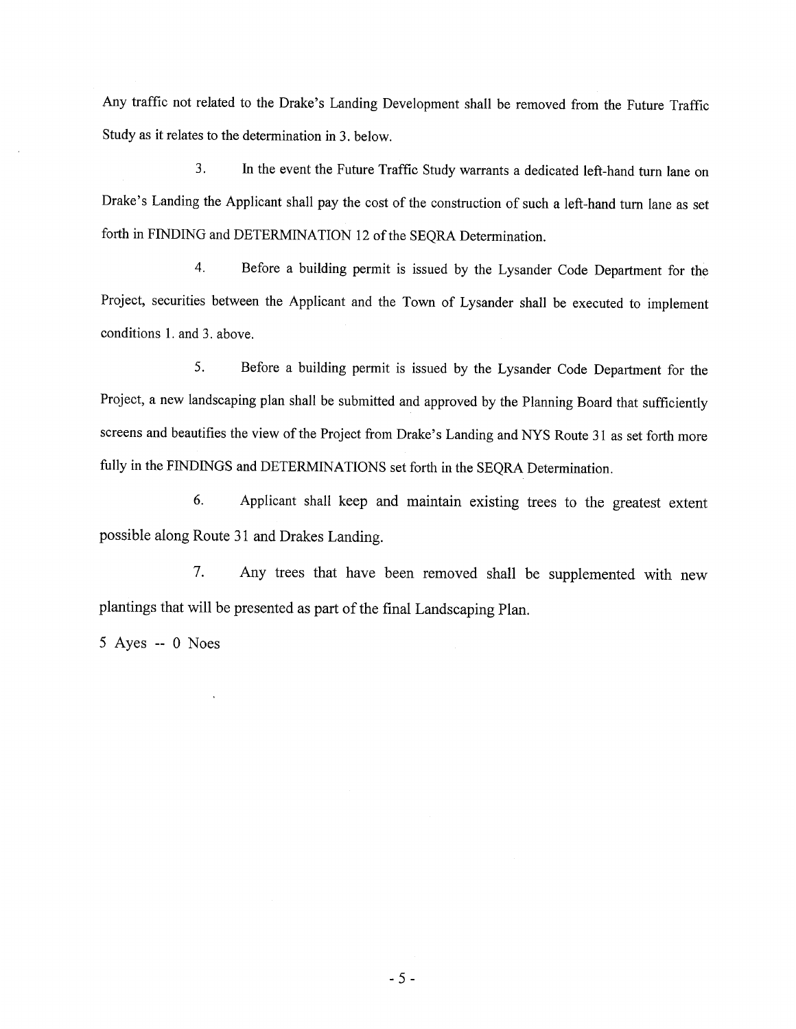Any traffic not related to the Drake's Landing Development shall be removed from the Future Traffic Study as it relates to the determination in 3. below.

3. In the event the Future Traffic Study warrants a dedicated left-hand turn lane on Drake's Landing the Applicant shall pay the cost of the construction of such a left-hand turn lane as set forth in FINDING and DETERMINATION 12 of the SEQRA Determination.

4. Before a building permit is issued by the Lysander Code Department for the Project, securities between the Applicant and the Town of Lysander shall be executed to implement conditions 1. and 3. above.

5. Before a building permit is issued by the Lysander Code Department for the Project, a new landscaping plan shall be submitted and approved by the Planning Board that sufficiently screens and beautifies the view of the Project from Drake's Landing and NYS Route 31 as set forth more fully in the FINDINGS and DETERMINATIONS set forth in the SEQRA Determination.

6. Applicant shall keep and maintain existing trees to the greatest extent possible along Route 31 and Drakes Landing.

7. Any trees that have been removed shall be supplemented with new plantings that will be presented as part of the final Landscaping Plan.

5 Ayes -- 0 Noes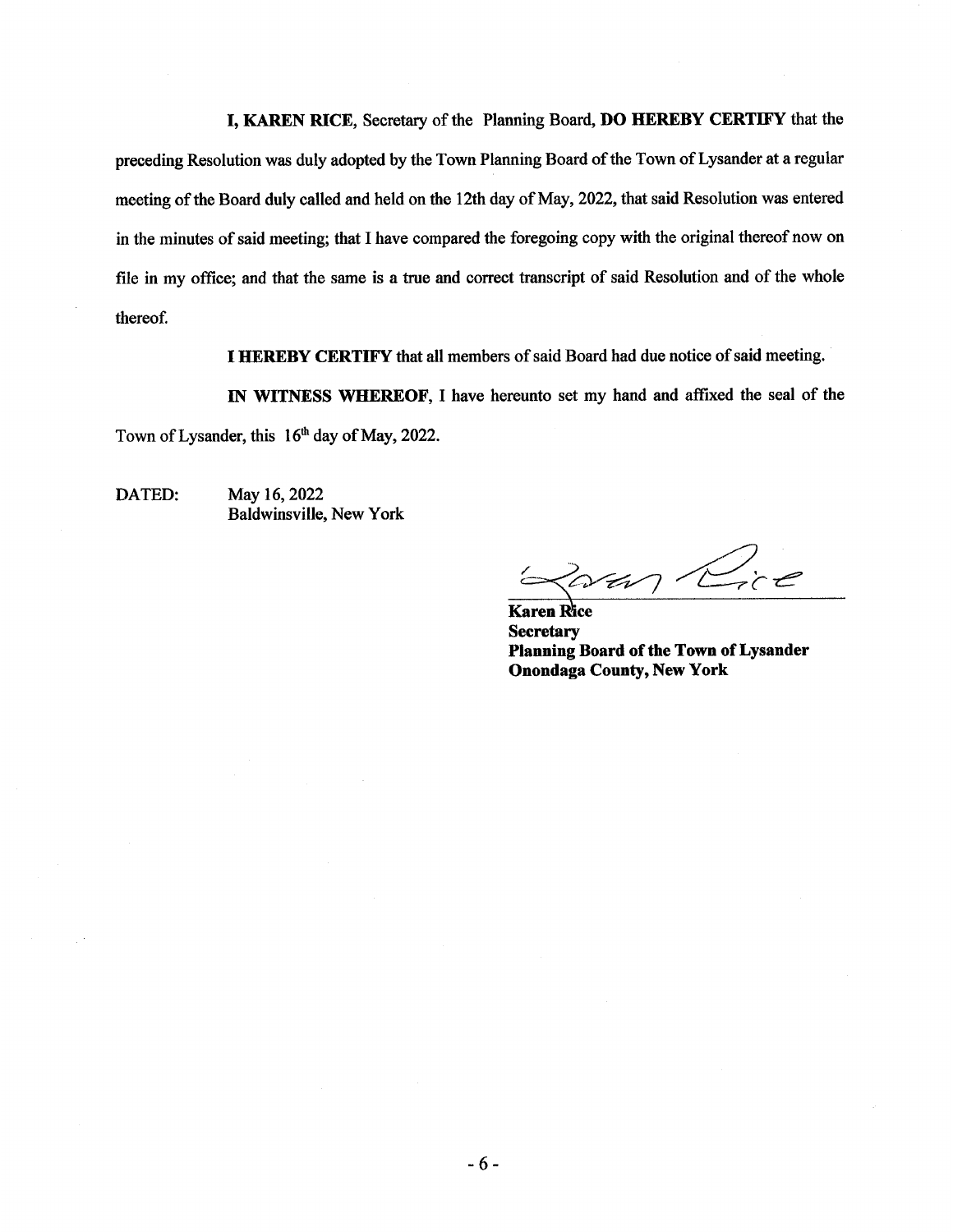**I, KAREN RICE**, Secretary of the Planning Board, **DO HEREBY CERTIFY** that the preceding Resolution was duly adopted by the Town Planning Board of the Town of Lysander at a regular meeting of the Board duly called and held on the 12th day of May, 2022, that said Resolution was entered in the minutes of said meeting; that I have compared the foregoing copy with the original thereof now on file in my office; and that the same is a true and correct transcript of said Resolution and of the whole thereof.

**I HEREBY CERTIFY** that all members of said Board had due notice of said meeting.

**IN WITNESS WHEREOF**, I have hereunto set my hand and affixed the seal of the Town of Lysander, this 16th day of May, 2022.

DATED: May 16, 2022
Baldwinsville, New York

**Karen Rice**
**Secretary**
**Planning Board of the Town of Lysander**
**Onondaga County, New York**